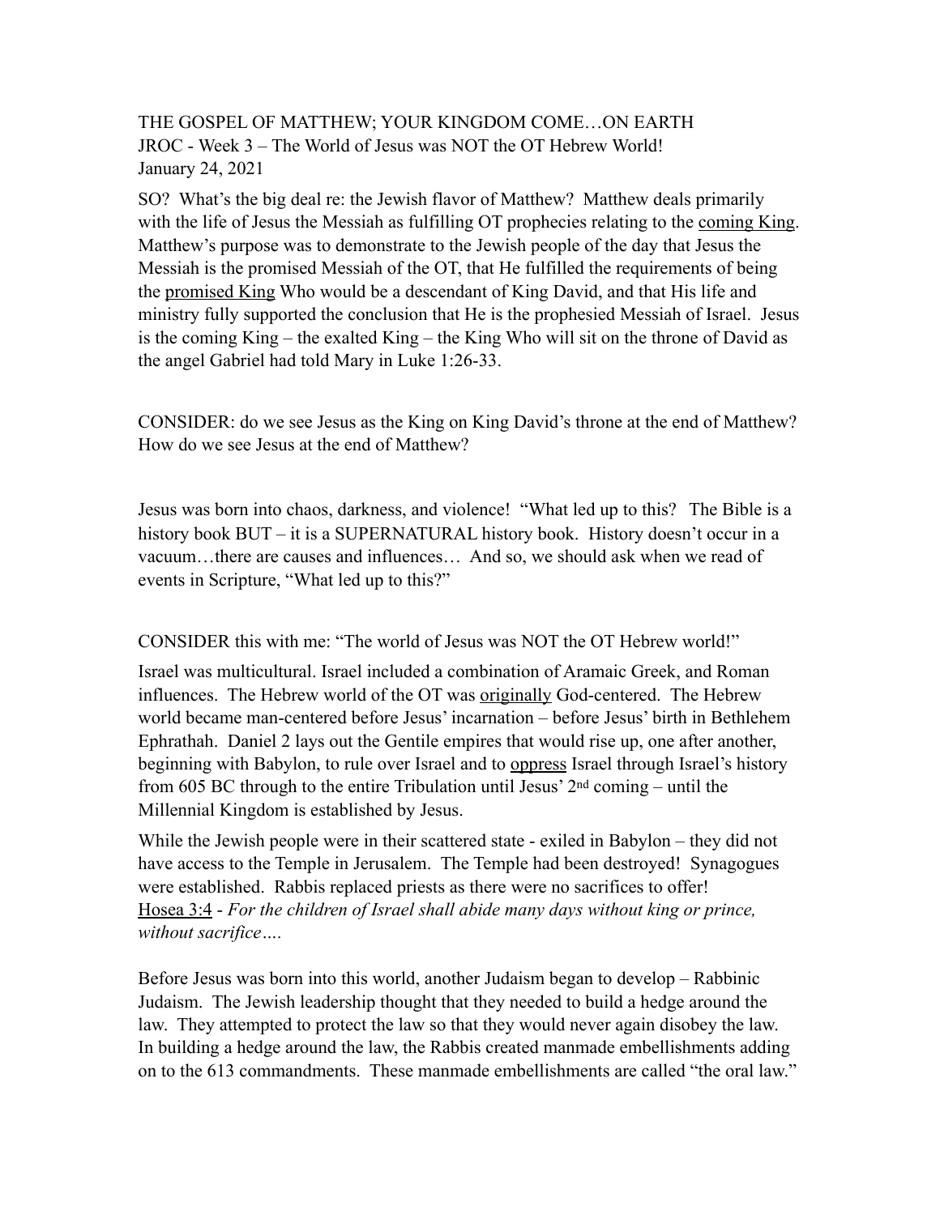THE GOSPEL OF MATTHEW; YOUR KINGDOM COME…ON EARTH
JROC - Week 3 – The World of Jesus was NOT the OT Hebrew World!
January 24, 2021

SO? What's the big deal re: the Jewish flavor of Matthew? Matthew deals primarily with the life of Jesus the Messiah as fulfilling OT prophecies relating to the coming King. Matthew's purpose was to demonstrate to the Jewish people of the day that Jesus the Messiah is the promised Messiah of the OT, that He fulfilled the requirements of being the promised King Who would be a descendant of King David, and that His life and ministry fully supported the conclusion that He is the prophesied Messiah of Israel. Jesus is the coming King – the exalted King – the King Who will sit on the throne of David as the angel Gabriel had told Mary in Luke 1:26-33.

CONSIDER: do we see Jesus as the King on King David's throne at the end of Matthew? How do we see Jesus at the end of Matthew?

Jesus was born into chaos, darkness, and violence! "What led up to this? The Bible is a history book BUT – it is a SUPERNATURAL history book. History doesn't occur in a vacuum…there are causes and influences… And so, we should ask when we read of events in Scripture, "What led up to this?"

CONSIDER this with me: "The world of Jesus was NOT the OT Hebrew world!"

Israel was multicultural. Israel included a combination of Aramaic Greek, and Roman influences. The Hebrew world of the OT was originally God-centered. The Hebrew world became man-centered before Jesus' incarnation – before Jesus' birth in Bethlehem Ephrathah. Daniel 2 lays out the Gentile empires that would rise up, one after another, beginning with Babylon, to rule over Israel and to oppress Israel through Israel's history from 605 BC through to the entire Tribulation until Jesus' 2nd coming – until the Millennial Kingdom is established by Jesus.

While the Jewish people were in their scattered state - exiled in Babylon – they did not have access to the Temple in Jerusalem. The Temple had been destroyed! Synagogues were established. Rabbis replaced priests as there were no sacrifices to offer! Hosea 3:4 - *For the children of Israel shall abide many days without king or prince, without sacrifice….*

Before Jesus was born into this world, another Judaism began to develop – Rabbinic Judaism. The Jewish leadership thought that they needed to build a hedge around the law. They attempted to protect the law so that they would never again disobey the law. In building a hedge around the law, the Rabbis created manmade embellishments adding on to the 613 commandments. These manmade embellishments are called "the oral law."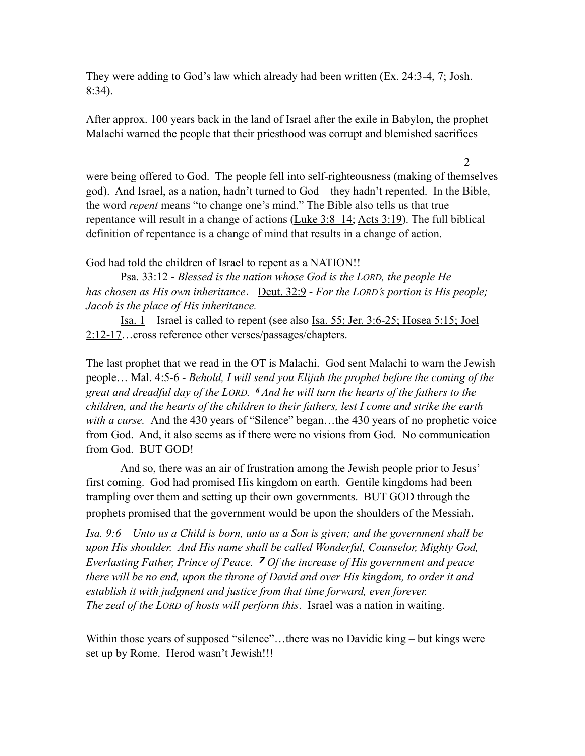They were adding to God's law which already had been written (Ex. 24:3-4, 7; Josh. 8:34).

After approx. 100 years back in the land of Israel after the exile in Babylon, the prophet Malachi warned the people that their priesthood was corrupt and blemished sacrifices were being offered to God. The people fell into self-righteousness (making of themselves god). And Israel, as a nation, hadn't turned to God – they hadn't repented. In the Bible, the word *repent* means "to change one's mind." The Bible also tells us that true repentance will result in a change of actions (Luke 3:8–14; Acts 3:19). The full biblical definition of repentance is a change of mind that results in a change of action.

God had told the children of Israel to repent as a NATION!!

Psa. 33:12 - *Blessed is the nation whose God is the LORD, the people He has chosen as His own inheritance*. Deut. 32:9 - *For the LORD's portion is His people; Jacob is the place of His inheritance.*

Isa. 1 – Israel is called to repent (see also Isa. 55; Jer. 3:6-25; Hosea 5:15; Joel 2:12-17…cross reference other verses/passages/chapters.

The last prophet that we read in the OT is Malachi. God sent Malachi to warn the Jewish people… Mal. 4:5-6 - *Behold, I will send you Elijah the prophet before the coming of the great and dreadful day of the LORD.* *[6] And he will turn the hearts of the fathers to the children, and the hearts of the children to their fathers, lest I come and strike the earth with a curse.* And the 430 years of "Silence" began…the 430 years of no prophetic voice from God. And, it also seems as if there were no visions from God. No communication from God. BUT GOD!

And so, there was an air of frustration among the Jewish people prior to Jesus' first coming. God had promised His kingdom on earth. Gentile kingdoms had been trampling over them and setting up their own governments. BUT GOD through the prophets promised that the government would be upon the shoulders of the Messiah.

*Isa. 9:6 – Unto us a Child is born, unto us a Son is given; and the government shall be upon His shoulder. And His name shall be called Wonderful, Counselor, Mighty God, Everlasting Father, Prince of Peace.* *[7] Of the increase of His government and peace there will be no end, upon the throne of David and over His kingdom, to order it and establish it with judgment and justice from that time forward, even forever. The zeal of the LORD of hosts will perform this*. Israel was a nation in waiting.

Within those years of supposed "silence"…there was no Davidic king – but kings were set up by Rome. Herod wasn't Jewish!!!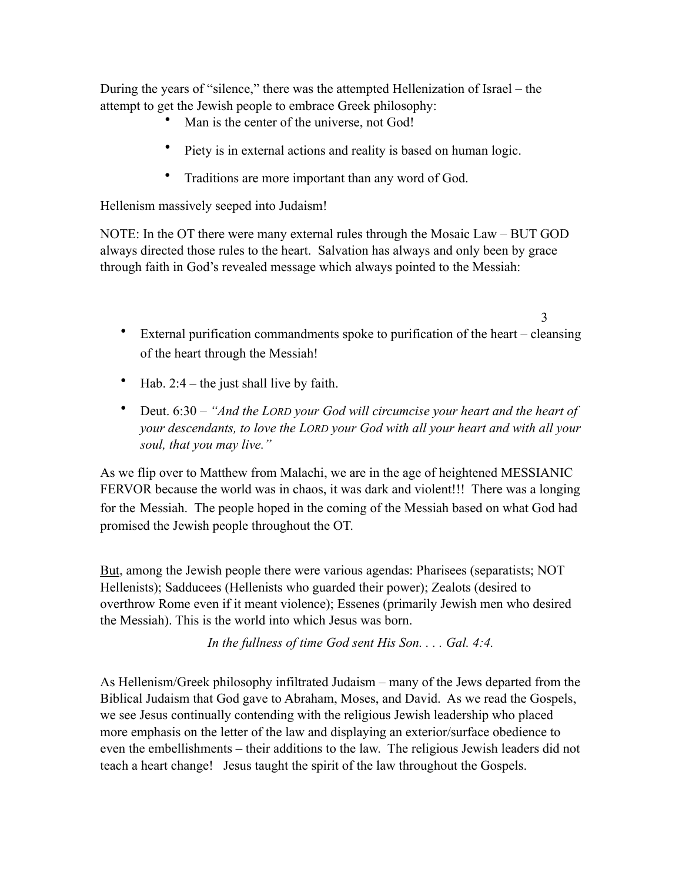During the years of "silence," there was the attempted Hellenization of Israel – the attempt to get the Jewish people to embrace Greek philosophy:

- Man is the center of the universe, not God!
- Piety is in external actions and reality is based on human logic.
- Traditions are more important than any word of God.

Hellenism massively seeped into Judaism!

NOTE: In the OT there were many external rules through the Mosaic Law – BUT GOD always directed those rules to the heart. Salvation has always and only been by grace through faith in God's revealed message which always pointed to the Messiah:

- External purification commandments spoke to purification of the heart – cleansing of the heart through the Messiah!
- Hab. 2:4 – the just shall live by faith.
- Deut. 6:30 – *"And the LORD your God will circumcise your heart and the heart of your descendants, to love the LORD your God with all your heart and with all your soul, that you may live."*

As we flip over to Matthew from Malachi, we are in the age of heightened MESSIANIC FERVOR because the world was in chaos, it was dark and violent!!! There was a longing for the Messiah. The people hoped in the coming of the Messiah based on what God had promised the Jewish people throughout the OT.

<u>But</u>, among the Jewish people there were various agendas: Pharisees (separatists; NOT Hellenists); Sadducees (Hellenists who guarded their power); Zealots (desired to overthrow Rome even if it meant violence); Essenes (primarily Jewish men who desired the Messiah). This is the world into which Jesus was born.

*In the fullness of time God sent His Son. . . . Gal. 4:4.*

As Hellenism/Greek philosophy infiltrated Judaism – many of the Jews departed from the Biblical Judaism that God gave to Abraham, Moses, and David. As we read the Gospels, we see Jesus continually contending with the religious Jewish leadership who placed more emphasis on the letter of the law and displaying an exterior/surface obedience to even the embellishments – their additions to the law. The religious Jewish leaders did not teach a heart change! Jesus taught the spirit of the law throughout the Gospels.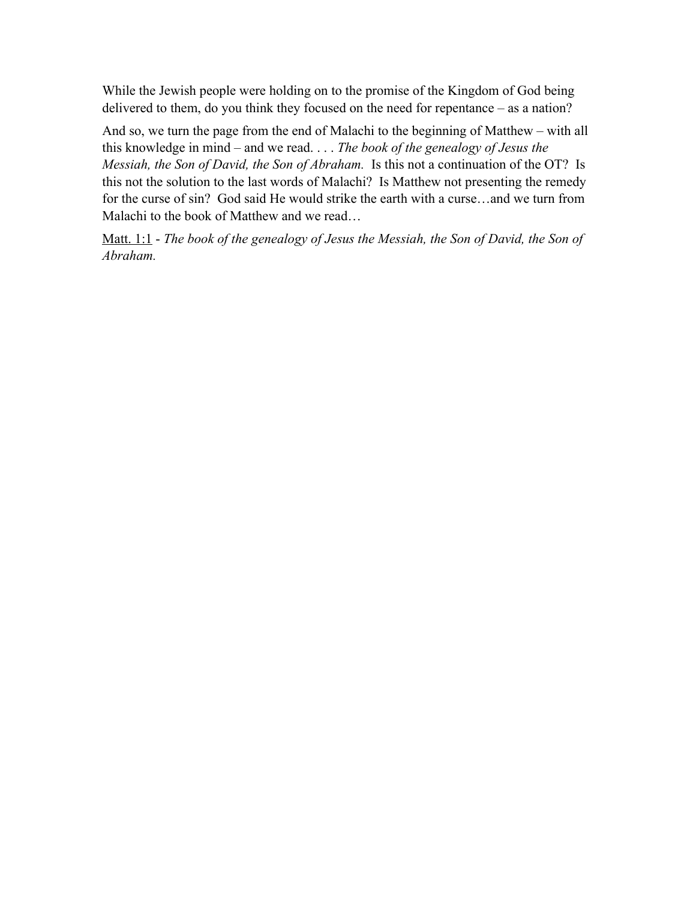While the Jewish people were holding on to the promise of the Kingdom of God being delivered to them, do you think they focused on the need for repentance – as a nation?

And so, we turn the page from the end of Malachi to the beginning of Matthew – with all this knowledge in mind – and we read. . . . *The book of the genealogy of Jesus the Messiah, the Son of David, the Son of Abraham.* Is this not a continuation of the OT? Is this not the solution to the last words of Malachi? Is Matthew not presenting the remedy for the curse of sin? God said He would strike the earth with a curse…and we turn from Malachi to the book of Matthew and we read…

<u>Matt. 1:1</u> - *The book of the genealogy of Jesus the Messiah, the Son of David, the Son of Abraham.*